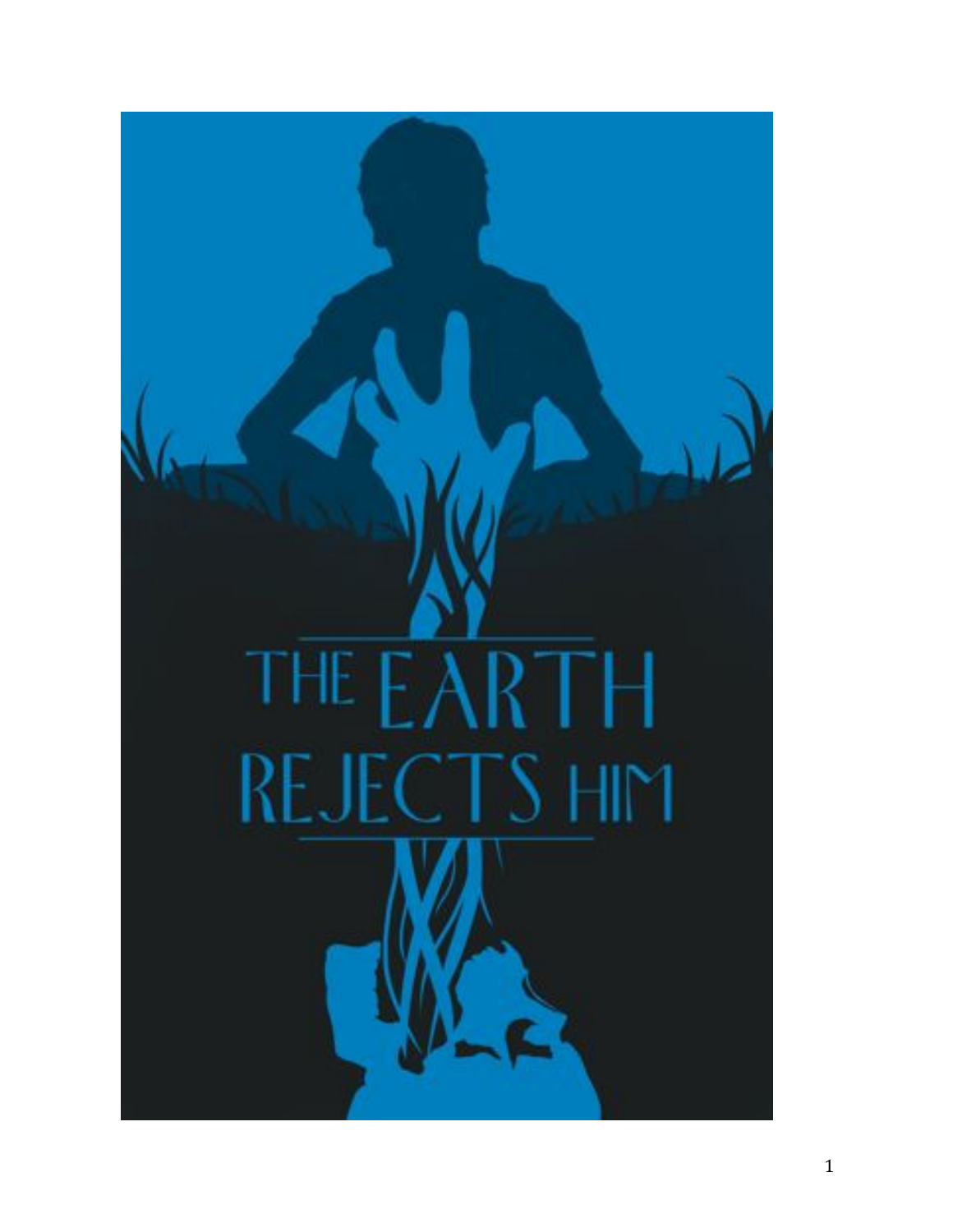# THE EARTH REJECTS HIM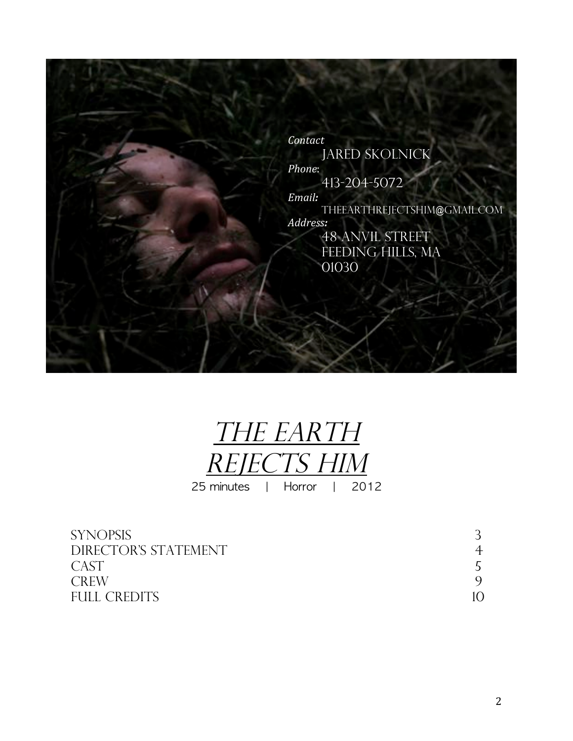*Contact*
JARED SKOLNICK
*Phone*:
413-204-5072
*Email:*
THEEARTHREJECTSHIM@GMAIL.COM
*Address:*
48 ANVIL STREET
FEEDING HILLS, MA
01030

# *THE EARTH REJECTS HIM*

25 minutes | Horror | 2012

| | |
|---|---|
| SYNOPSIS | 3 |
| DIRECTOR'S STATEMENT | 4 |
| CAST | 5 |
| CREW | 9 |
| FULL CREDITS | 10 |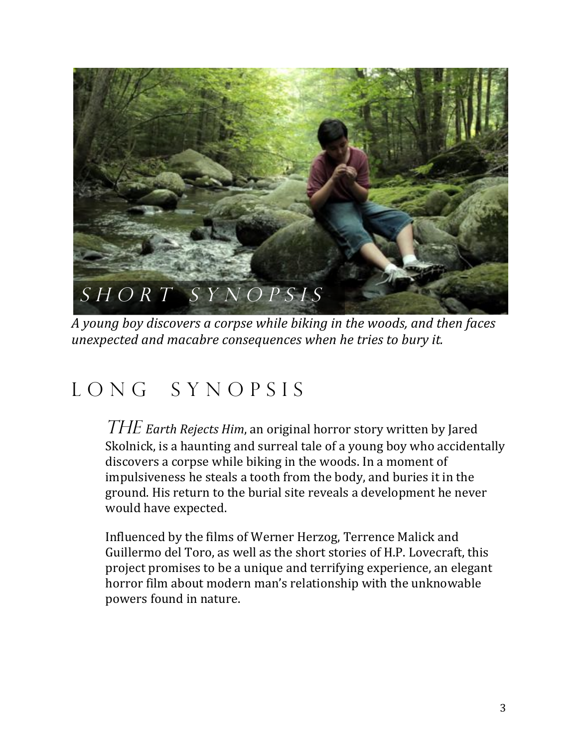## SHORT SYNOPSIS

*A young boy discovers a corpse while biking in the woods, and then faces unexpected and macabre consequences when he tries to bury it.*

## LONG SYNOPSIS

*THE Earth Rejects Him*, an original horror story written by Jared Skolnick, is a haunting and surreal tale of a young boy who accidentally discovers a corpse while biking in the woods. In a moment of impulsiveness he steals a tooth from the body, and buries it in the ground. His return to the burial site reveals a development he never would have expected.

Influenced by the films of Werner Herzog, Terrence Malick and Guillermo del Toro, as well as the short stories of H.P. Lovecraft, this project promises to be a unique and terrifying experience, an elegant horror film about modern man's relationship with the unknowable powers found in nature.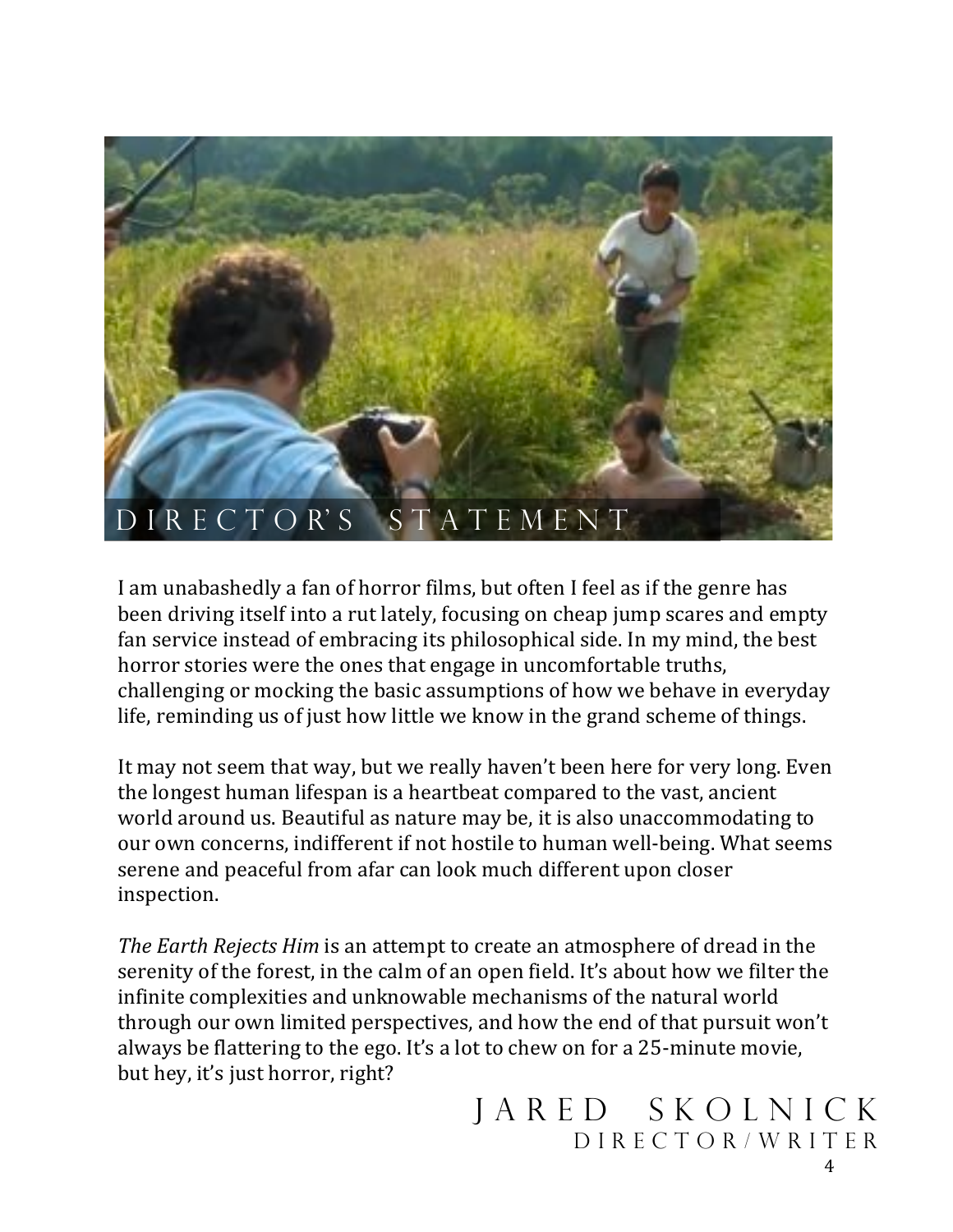# DIRECTOR'S STATEMENT

I am unabashedly a fan of horror films, but often I feel as if the genre has been driving itself into a rut lately, focusing on cheap jump scares and empty fan service instead of embracing its philosophical side. In my mind, the best horror stories were the ones that engage in uncomfortable truths, challenging or mocking the basic assumptions of how we behave in everyday life, reminding us of just how little we know in the grand scheme of things.

It may not seem that way, but we really haven't been here for very long. Even the longest human lifespan is a heartbeat compared to the vast, ancient world around us. Beautiful as nature may be, it is also unaccommodating to our own concerns, indifferent if not hostile to human well-being. What seems serene and peaceful from afar can look much different upon closer inspection.

*The Earth Rejects Him* is an attempt to create an atmosphere of dread in the serenity of the forest, in the calm of an open field. It's about how we filter the infinite complexities and unknowable mechanisms of the natural world through our own limited perspectives, and how the end of that pursuit won't always be flattering to the ego. It's a lot to chew on for a 25-minute movie, but hey, it's just horror, right?

JARED SKOLNICK
DIRECTOR/WRITER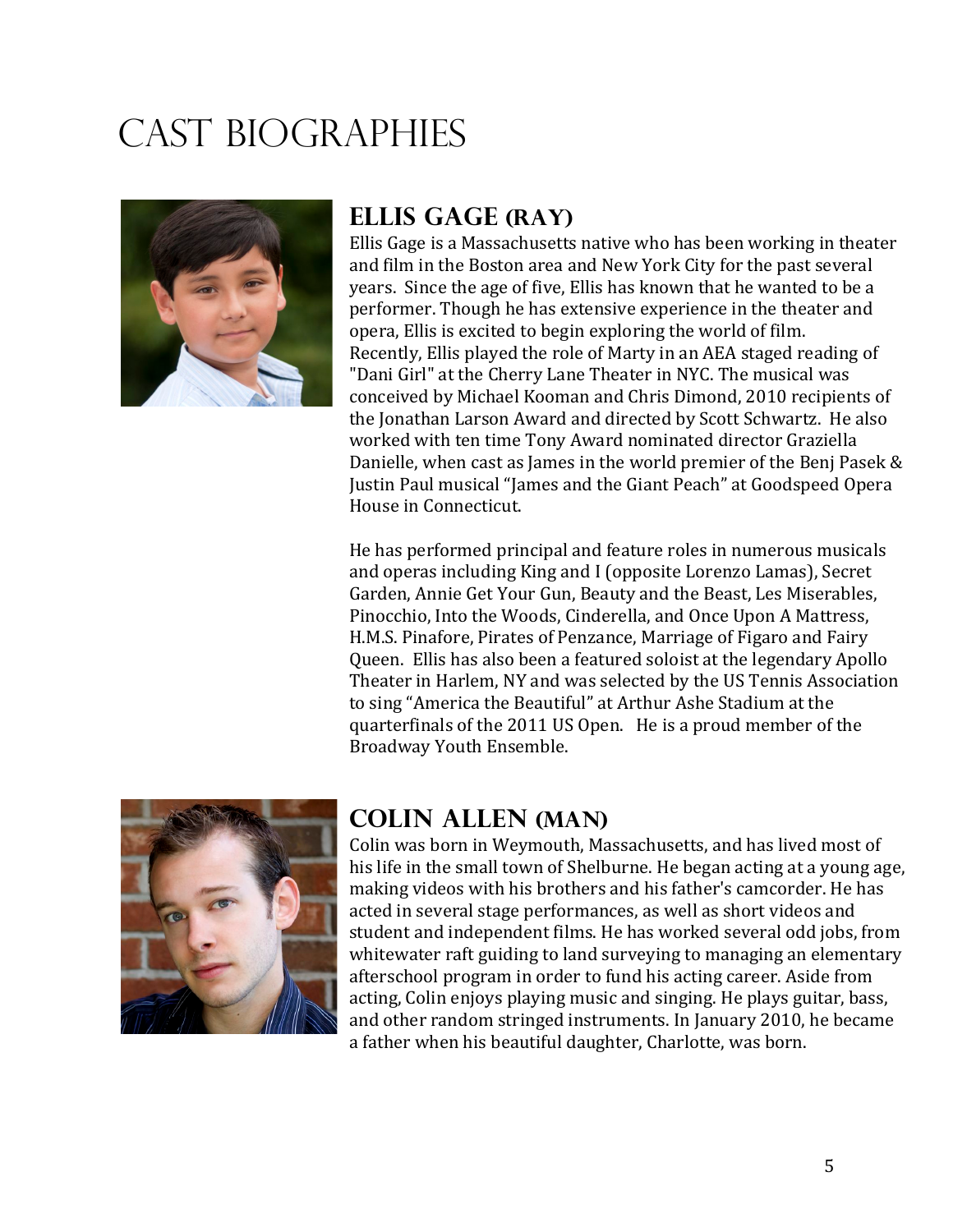# Cast Biographies

## Ellis Gage (Ray)

Ellis Gage is a Massachusetts native who has been working in theater and film in the Boston area and New York City for the past several years. Since the age of five, Ellis has known that he wanted to be a performer. Though he has extensive experience in the theater and opera, Ellis is excited to begin exploring the world of film. Recently, Ellis played the role of Marty in an AEA staged reading of "Dani Girl" at the Cherry Lane Theater in NYC. The musical was conceived by Michael Kooman and Chris Dimond, 2010 recipients of the Jonathan Larson Award and directed by Scott Schwartz. He also worked with ten time Tony Award nominated director Graziella Danielle, when cast as James in the world premier of the Benj Pasek & Justin Paul musical "James and the Giant Peach" at Goodspeed Opera House in Connecticut.

He has performed principal and feature roles in numerous musicals and operas including King and I (opposite Lorenzo Lamas), Secret Garden, Annie Get Your Gun, Beauty and the Beast, Les Miserables, Pinocchio, Into the Woods, Cinderella, and Once Upon A Mattress, H.M.S. Pinafore, Pirates of Penzance, Marriage of Figaro and Fairy Queen. Ellis has also been a featured soloist at the legendary Apollo Theater in Harlem, NY and was selected by the US Tennis Association to sing "America the Beautiful" at Arthur Ashe Stadium at the quarterfinals of the 2011 US Open. He is a proud member of the Broadway Youth Ensemble.

## Colin Allen (Man)

Colin was born in Weymouth, Massachusetts, and has lived most of his life in the small town of Shelburne. He began acting at a young age, making videos with his brothers and his father's camcorder. He has acted in several stage performances, as well as short videos and student and independent films. He has worked several odd jobs, from whitewater raft guiding to land surveying to managing an elementary afterschool program in order to fund his acting career. Aside from acting, Colin enjoys playing music and singing. He plays guitar, bass, and other random stringed instruments. In January 2010, he became a father when his beautiful daughter, Charlotte, was born.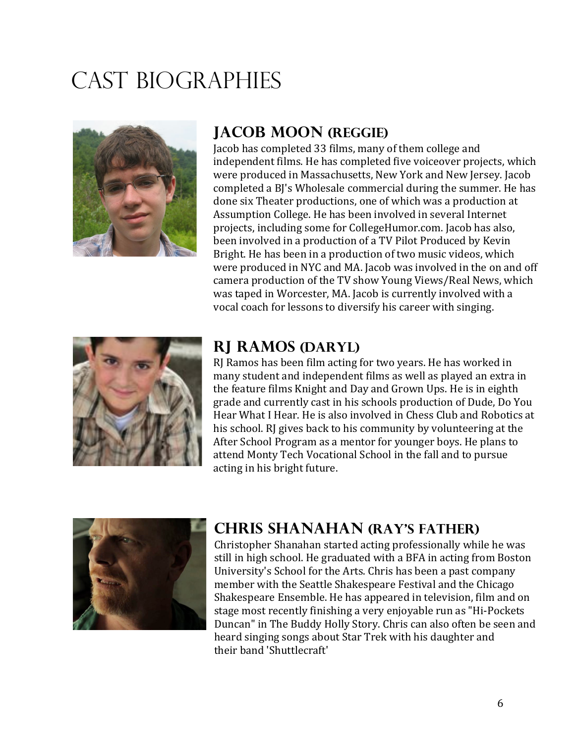# Cast Biographies

## Jacob Moon (Reggie)

Jacob has completed 33 films, many of them college and independent films. He has completed five voiceover projects, which were produced in Massachusetts, New York and New Jersey. Jacob completed a BJ's Wholesale commercial during the summer. He has done six Theater productions, one of which was a production at Assumption College. He has been involved in several Internet projects, including some for CollegeHumor.com. Jacob has also, been involved in a production of a TV Pilot Produced by Kevin Bright. He has been in a production of two music videos, which were produced in NYC and MA. Jacob was involved in the on and off camera production of the TV show Young Views/Real News, which was taped in Worcester, MA. Jacob is currently involved with a vocal coach for lessons to diversify his career with singing.

## RJ Ramos (Daryl)

RJ Ramos has been film acting for two years. He has worked in many student and independent films as well as played an extra in the feature films Knight and Day and Grown Ups. He is in eighth grade and currently cast in his schools production of Dude, Do You Hear What I Hear. He is also involved in Chess Club and Robotics at his school. RJ gives back to his community by volunteering at the After School Program as a mentor for younger boys. He plans to attend Monty Tech Vocational School in the fall and to pursue acting in his bright future.

## Chris Shanahan (Ray's Father)

Christopher Shanahan started acting professionally while he was still in high school. He graduated with a BFA in acting from Boston University's School for the Arts. Chris has been a past company member with the Seattle Shakespeare Festival and the Chicago Shakespeare Ensemble. He has appeared in television, film and on stage most recently finishing a very enjoyable run as "Hi-Pockets Duncan" in The Buddy Holly Story. Chris can also often be seen and heard singing songs about Star Trek with his daughter and their band 'Shuttlecraft'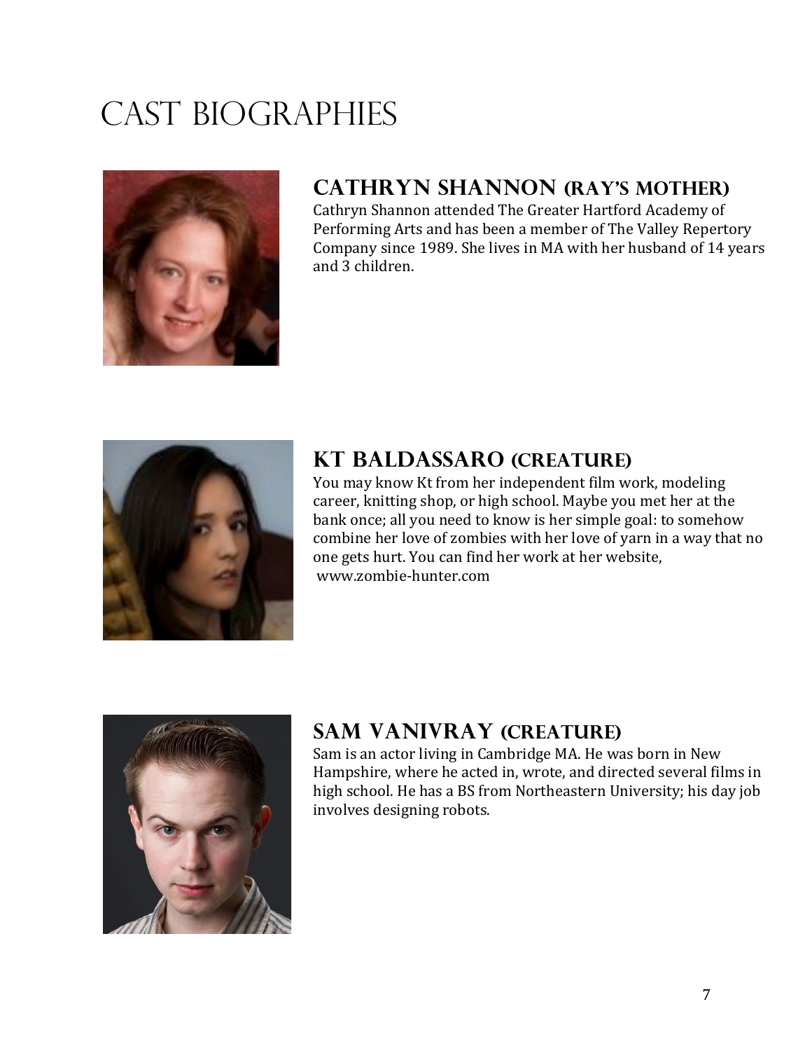# Cast Biographies

## Cathryn Shannon (Ray's Mother)

Cathryn Shannon attended The Greater Hartford Academy of Performing Arts and has been a member of The Valley Repertory Company since 1989. She lives in MA with her husband of 14 years and 3 children.

## Kt Baldassaro (Creature)

You may know Kt from her independent film work, modeling career, knitting shop, or high school. Maybe you met her at the bank once; all you need to know is her simple goal: to somehow combine her love of zombies with her love of yarn in a way that no one gets hurt. You can find her work at her website, www.zombie-hunter.com

## Sam Vanivray (Creature)

Sam is an actor living in Cambridge MA. He was born in New Hampshire, where he acted in, wrote, and directed several films in high school. He has a BS from Northeastern University; his day job involves designing robots.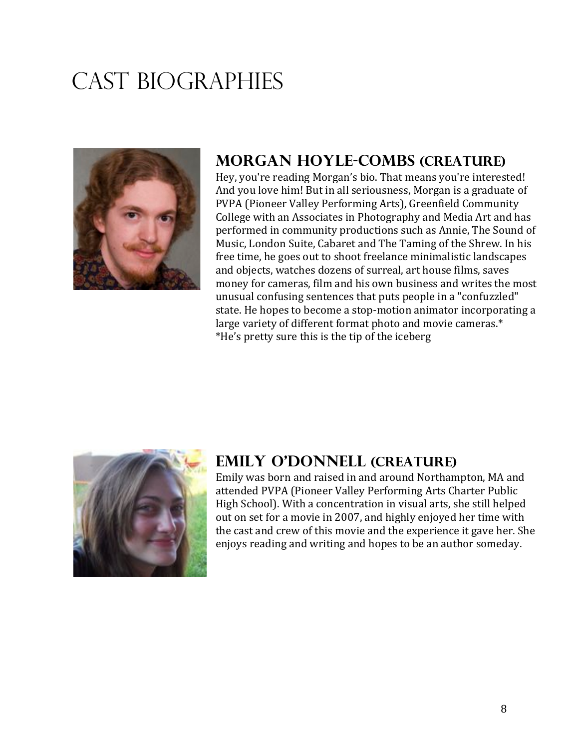# CAST BIOGRAPHIES

## MORGAN HOYLE-COMBS (CREATURE)

Hey, you're reading Morgan's bio. That means you're interested! And you love him! But in all seriousness, Morgan is a graduate of PVPA (Pioneer Valley Performing Arts), Greenfield Community College with an Associates in Photography and Media Art and has performed in community productions such as Annie, The Sound of Music, London Suite, Cabaret and The Taming of the Shrew. In his free time, he goes out to shoot freelance minimalistic landscapes and objects, watches dozens of surreal, art house films, saves money for cameras, film and his own business and writes the most unusual confusing sentences that puts people in a "confuzzled" state. He hopes to become a stop-motion animator incorporating a large variety of different format photo and movie cameras.*
*He's pretty sure this is the tip of the iceberg

## EMILY O'DONNELL (CREATURE)

Emily was born and raised in and around Northampton, MA and attended PVPA (Pioneer Valley Performing Arts Charter Public High School). With a concentration in visual arts, she still helped out on set for a movie in 2007, and highly enjoyed her time with the cast and crew of this movie and the experience it gave her. She enjoys reading and writing and hopes to be an author someday.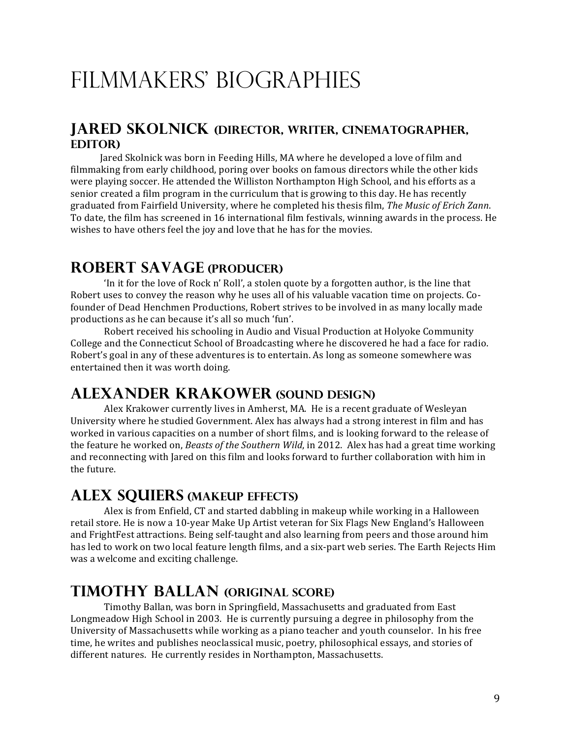# Filmmakers' Biographies

## Jared Skolnick (Director, Writer, Cinematographer, Editor)

Jared Skolnick was born in Feeding Hills, MA where he developed a love of film and filmmaking from early childhood, poring over books on famous directors while the other kids were playing soccer. He attended the Williston Northampton High School, and his efforts as a senior created a film program in the curriculum that is growing to this day. He has recently graduated from Fairfield University, where he completed his thesis film, *The Music of Erich Zann*. To date, the film has screened in 16 international film festivals, winning awards in the process. He wishes to have others feel the joy and love that he has for the movies.

## Robert Savage (Producer)

'In it for the love of Rock n' Roll', a stolen quote by a forgotten author, is the line that Robert uses to convey the reason why he uses all of his valuable vacation time on projects. Co-founder of Dead Henchmen Productions, Robert strives to be involved in as many locally made productions as he can because it's all so much 'fun'.

Robert received his schooling in Audio and Visual Production at Holyoke Community College and the Connecticut School of Broadcasting where he discovered he had a face for radio. Robert's goal in any of these adventures is to entertain. As long as someone somewhere was entertained then it was worth doing.

## Alexander Krakower (Sound Design)

Alex Krakower currently lives in Amherst, MA. He is a recent graduate of Wesleyan University where he studied Government. Alex has always had a strong interest in film and has worked in various capacities on a number of short films, and is looking forward to the release of the feature he worked on, *Beasts of the Southern Wild*, in 2012. Alex has had a great time working and reconnecting with Jared on this film and looks forward to further collaboration with him in the future.

## Alex Squiers (Makeup Effects)

Alex is from Enfield, CT and started dabbling in makeup while working in a Halloween retail store. He is now a 10-year Make Up Artist veteran for Six Flags New England's Halloween and FrightFest attractions. Being self-taught and also learning from peers and those around him has led to work on two local feature length films, and a six-part web series. The Earth Rejects Him was a welcome and exciting challenge.

## Timothy Ballan (Original Score)

Timothy Ballan, was born in Springfield, Massachusetts and graduated from East Longmeadow High School in 2003. He is currently pursuing a degree in philosophy from the University of Massachusetts while working as a piano teacher and youth counselor. In his free time, he writes and publishes neoclassical music, poetry, philosophical essays, and stories of different natures. He currently resides in Northampton, Massachusetts.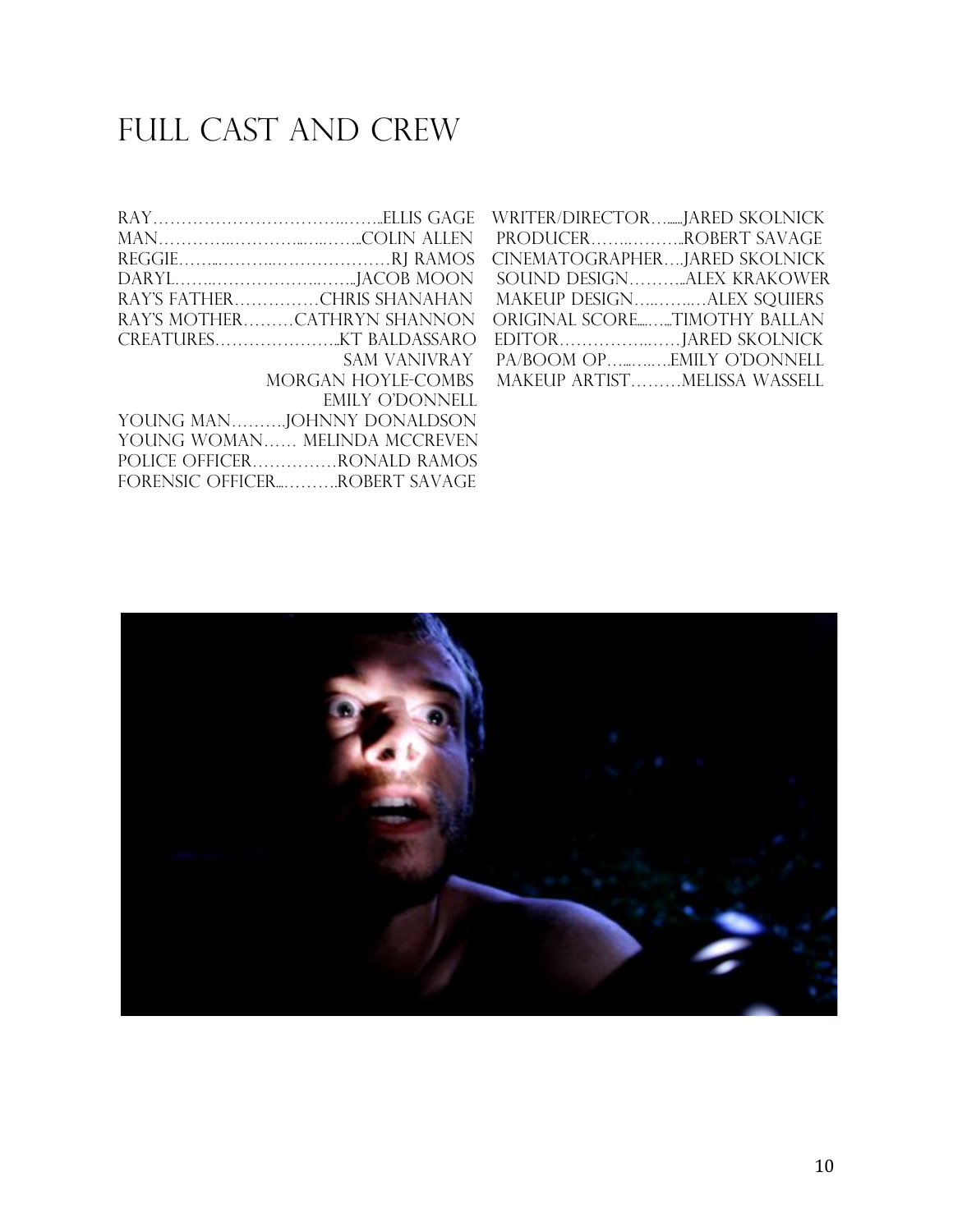# Full Cast and Crew

Ray……………………………..……..Ellis Gage
Man…………..…………..…..……..Colin Allen
Reggie……..………..…………………RJ Ramos
Daryl……..……………….……..Jacob Moon
Ray's Father……………Chris Shanahan
Ray's Mother………Cathryn Shannon
Creatures…………………..KT Baldassaro
Sam Vanivray
Morgan Hoyle-Combs
Emily O'Donnell
Young Man……….Johnny Donaldson
Young Woman…… Melinda McCreven
Police Officer……………Ronald Ramos
Forensic Officer...……….Robert Savage

Writer/Director….....Jared Skolnick
Producer……..………..Robert Savage
Cinematographer….Jared Skolnick
Sound Design………..Alex Krakower
Makeup Design…..……..…Alex Squiers
Original Score.....…...Timothy Ballan
Editor……………..……Jared Skolnick
PA/Boom Op…...…..….Emily O'Donnell
Makeup Artist………Melissa Wassell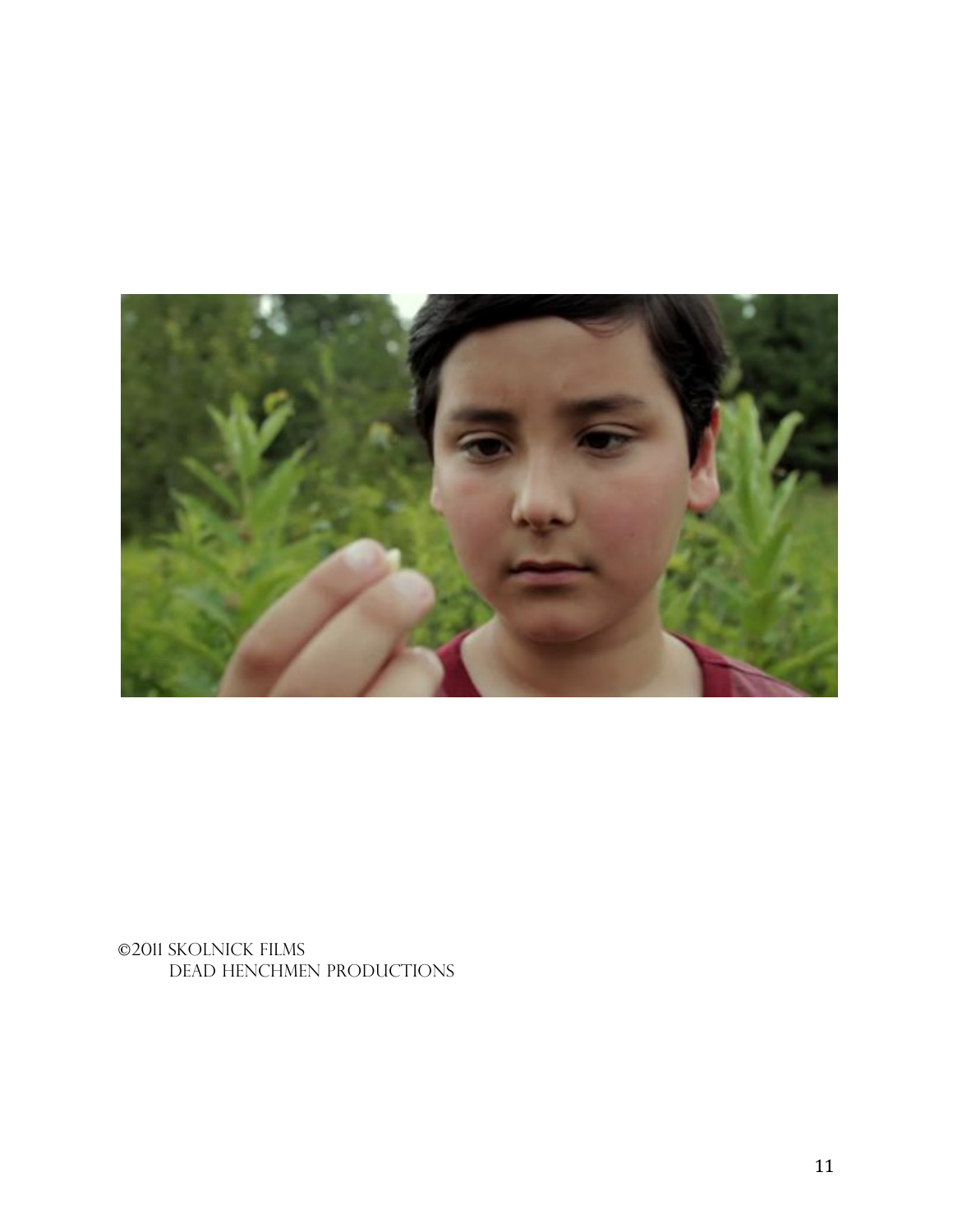©2011 Skolnick Films
Dead Henchmen Productions